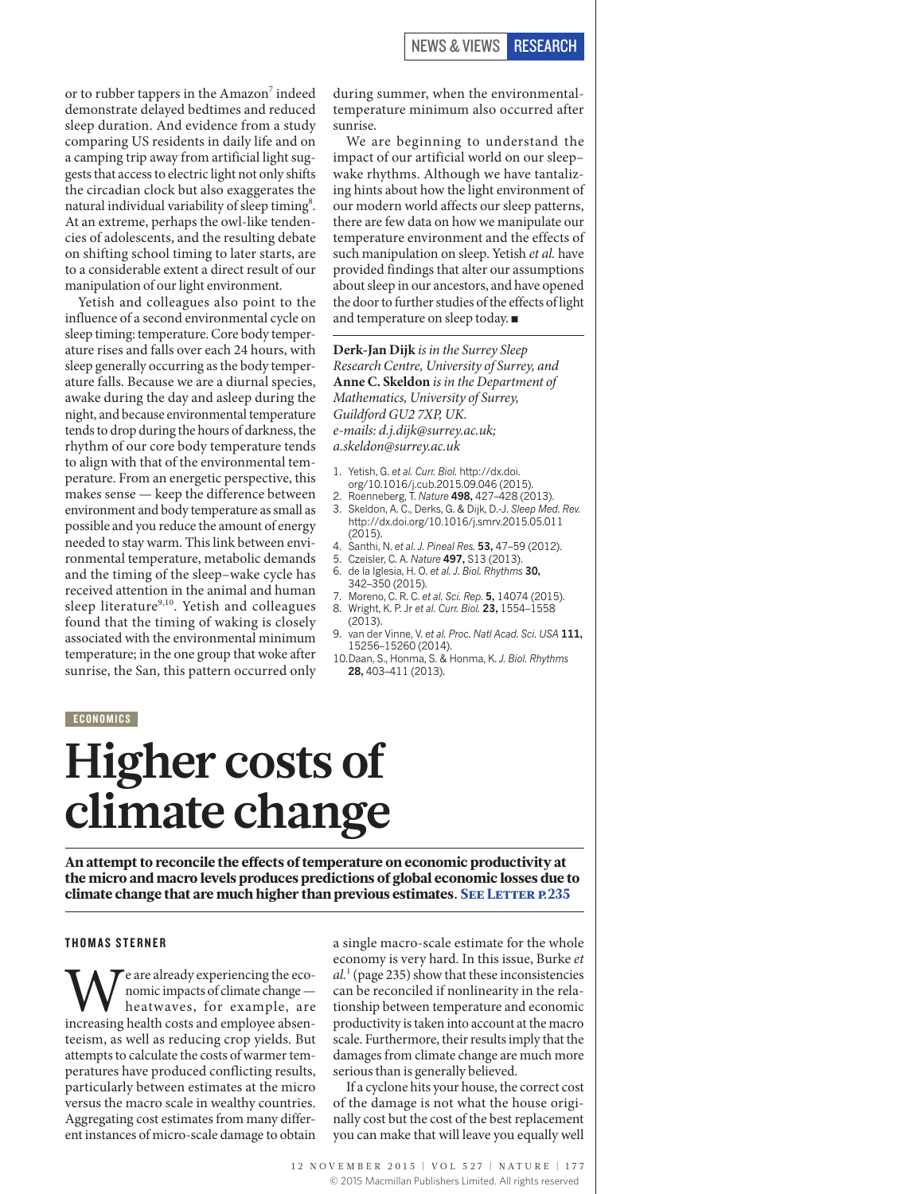or to rubber tappers in the Amazon[7] indeed demonstrate delayed bedtimes and reduced sleep duration. And evidence from a study comparing US residents in daily life and on a camping trip away from artificial light suggests that access to electric light not only shifts the circadian clock but also exaggerates the natural individual variability of sleep timing[8]. At an extreme, perhaps the owl-like tendencies of adolescents, and the resulting debate on shifting school timing to later starts, are to a considerable extent a direct result of our manipulation of our light environment.

Yetish and colleagues also point to the influence of a second environmental cycle on sleep timing: temperature. Core body temperature rises and falls over each 24 hours, with sleep generally occurring as the body temperature falls. Because we are a diurnal species, awake during the day and asleep during the night, and because environmental temperature tends to drop during the hours of darkness, the rhythm of our core body temperature tends to align with that of the environmental temperature. From an energetic perspective, this makes sense — keep the difference between environment and body temperature as small as possible and you reduce the amount of energy needed to stay warm. This link between environmental temperature, metabolic demands and the timing of the sleep–wake cycle has received attention in the animal and human sleep literature[9,10]. Yetish and colleagues found that the timing of waking is closely associated with the environmental minimum temperature; in the one group that woke after sunrise, the San, this pattern occurred only during summer, when the environmental-temperature minimum also occurred after sunrise.

We are beginning to understand the impact of our artificial world on our sleep–wake rhythms. Although we have tantalizing hints about how the light environment of our modern world affects our sleep patterns, there are few data on how we manipulate our temperature environment and the effects of such manipulation on sleep. Yetish *et al.* have provided findings that alter our assumptions about sleep in our ancestors, and have opened the door to further studies of the effects of light and temperature on sleep today. ■

**Derk-Jan Dijk** *is in the Surrey Sleep Research Centre, University of Surrey, and* **Anne C. Skeldon** *is in the Department of Mathematics, University of Surrey, Guildford GU2 7XP, UK.*
*e-mails: d.j.dijk@surrey.ac.uk; a.skeldon@surrey.ac.uk*

1. Yetish, G. *et al. Curr. Biol.* http://dx.doi.org/10.1016/j.cub.2015.09.046 (2015).
2. Roenneberg, T. *Nature* **498,** 427–428 (2013).
3. Skeldon, A. C., Derks, G. & Dijk, D.-J. *Sleep Med. Rev.* http://dx.doi.org/10.1016/j.smrv.2015.05.011 (2015).
4. Santhi, N. *et al. J. Pineal Res.* **53,** 47–59 (2012).
5. Czeisler, C. A. *Nature* **497,** S13 (2013).
6. de la Iglesia, H. O. *et al. J. Biol. Rhythms* **30,** 342–350 (2015).
7. Moreno, C. R. C. *et al. Sci. Rep.* **5,** 14074 (2015).
8. Wright, K. P. Jr *et al. Curr. Biol.* **23,** 1554–1558 (2013).
9. van der Vinne, V. *et al. Proc. Natl Acad. Sci. USA* **111,** 15256–15260 (2014).
10. Daan, S., Honma, S. & Honma, K. *J. Biol. Rhythms* **28,** 403–411 (2013).

ECONOMICS

# Higher costs of climate change

**An attempt to reconcile the effects of temperature on economic productivity at the micro and macro levels produces predictions of global economic losses due to climate change that are much higher than previous estimates. SEE LETTER P.235**

**THOMAS STERNER**

We are already experiencing the economic impacts of climate change — heatwaves, for example, are increasing health costs and employee absenteeism, as well as reducing crop yields. But attempts to calculate the costs of warmer temperatures have produced conflicting results, particularly between estimates at the micro versus the macro scale in wealthy countries. Aggregating cost estimates from many different instances of micro-scale damage to obtain a single macro-scale estimate for the whole economy is very hard. In this issue, Burke *et al.*[1] (page 235) show that these inconsistencies can be reconciled if nonlinearity in the relationship between temperature and economic productivity is taken into account at the macro scale. Furthermore, their results imply that the damages from climate change are much more serious than is generally believed.

If a cyclone hits your house, the correct cost of the damage is not what the house originally cost but the cost of the best replacement you can make that will leave you equally well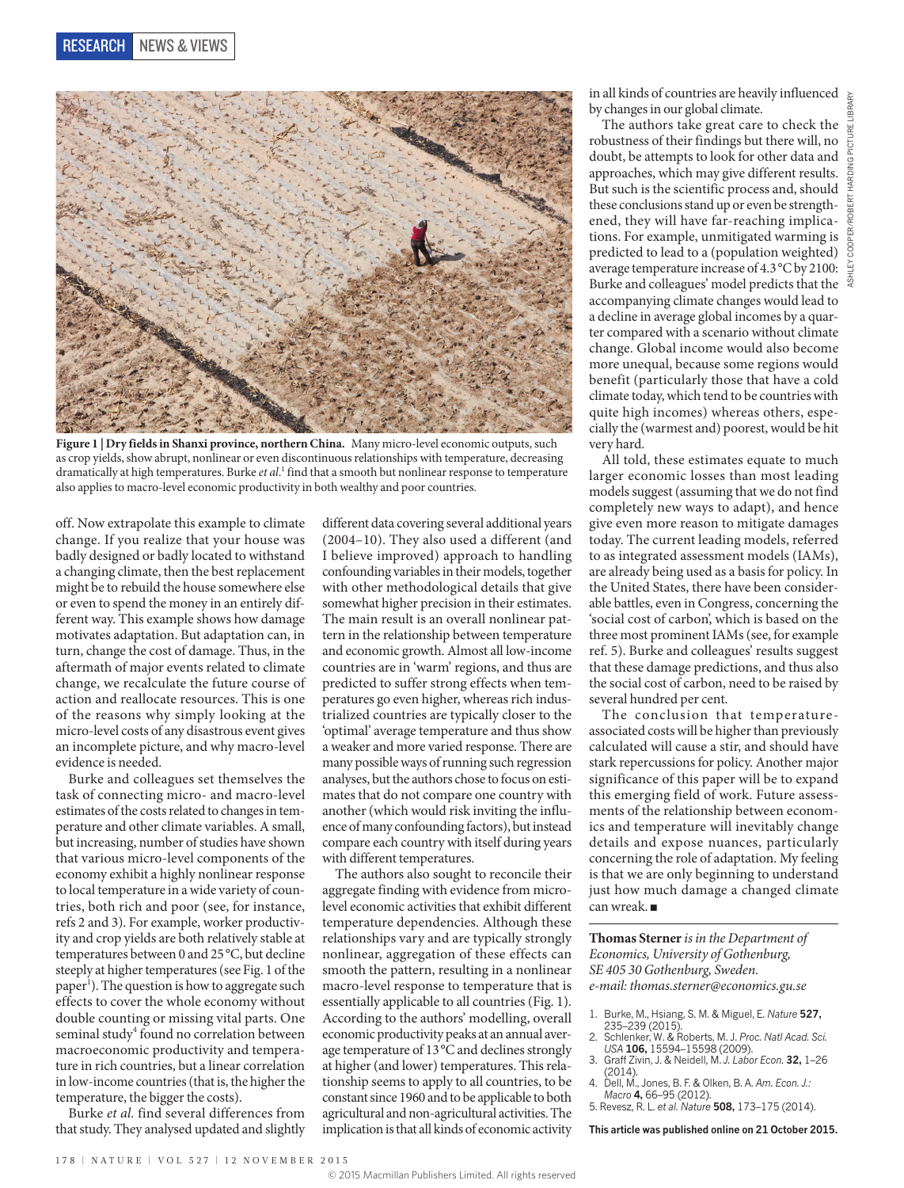**Figure 1 | Dry fields in Shanxi province, northern China.** Many micro-level economic outputs, such as crop yields, show abrupt, nonlinear or even discontinuous relationships with temperature, decreasing dramatically at high temperatures. Burke *et al.*[1] find that a smooth but nonlinear response to temperature also applies to macro-level economic productivity in both wealthy and poor countries.

off. Now extrapolate this example to climate change. If you realize that your house was badly designed or badly located to withstand a changing climate, then the best replacement might be to rebuild the house somewhere else or even to spend the money in an entirely different way. This example shows how damage motivates adaptation. But adaptation can, in turn, change the cost of damage. Thus, in the aftermath of major events related to climate change, we recalculate the future course of action and reallocate resources. This is one of the reasons why simply looking at the micro-level costs of any disastrous event gives an incomplete picture, and why macro-level evidence is needed.

Burke and colleagues set themselves the task of connecting micro- and macro-level estimates of the costs related to changes in temperature and other climate variables. A small, but increasing, number of studies have shown that various micro-level components of the economy exhibit a highly nonlinear response to local temperature in a wide variety of countries, both rich and poor (see, for instance, refs 2 and 3). For example, worker productivity and crop yields are both relatively stable at temperatures between 0 and 25 °C, but decline steeply at higher temperatures (see Fig. 1 of the paper[1]). The question is how to aggregate such effects to cover the whole economy without double counting or missing vital parts. One seminal study[4] found no correlation between macroeconomic productivity and temperature in rich countries, but a linear correlation in low-income countries (that is, the higher the temperature, the bigger the costs).

Burke *et al.* find several differences from that study. They analysed updated and slightly different data covering several additional years (2004–10). They also used a different (and I believe improved) approach to handling confounding variables in their models, together with other methodological details that give somewhat higher precision in their estimates. The main result is an overall nonlinear pattern in the relationship between temperature and economic growth. Almost all low-income countries are in 'warm' regions, and thus are predicted to suffer strong effects when temperatures go even higher, whereas rich industrialized countries are typically closer to the 'optimal' average temperature and thus show a weaker and more varied response. There are many possible ways of running such regression analyses, but the authors chose to focus on estimates that do not compare one country with another (which would risk inviting the influence of many confounding factors), but instead compare each country with itself during years with different temperatures.

The authors also sought to reconcile their aggregate finding with evidence from micro-level economic activities that exhibit different temperature dependencies. Although these relationships vary and are typically strongly nonlinear, aggregation of these effects can smooth the pattern, resulting in a nonlinear macro-level response to temperature that is essentially applicable to all countries (Fig. 1). According to the authors' modelling, overall economic productivity peaks at an annual average temperature of 13 °C and declines strongly at higher (and lower) temperatures. This relationship seems to apply to all countries, to be constant since 1960 and to be applicable to both agricultural and non-agricultural activities. The implication is that all kinds of economic activity in all kinds of countries are heavily influenced by changes in our global climate.

The authors take great care to check the robustness of their findings but there will, no doubt, be attempts to look for other data and approaches, which may give different results. But such is the scientific process and, should these conclusions stand up or even be strengthened, they will have far-reaching implications. For example, unmitigated warming is predicted to lead to a (population weighted) average temperature increase of 4.3 °C by 2100: Burke and colleagues' model predicts that the accompanying climate changes would lead to a decline in average global incomes by a quarter compared with a scenario without climate change. Global income would also become more unequal, because some regions would benefit (particularly those that have a cold climate today, which tend to be countries with quite high incomes) whereas others, especially the (warmest and) poorest, would be hit very hard.

All told, these estimates equate to much larger economic losses than most leading models suggest (assuming that we do not find completely new ways to adapt), and hence give even more reason to mitigate damages today. The current leading models, referred to as integrated assessment models (IAMs), are already being used as a basis for policy. In the United States, there have been considerable battles, even in Congress, concerning the 'social cost of carbon', which is based on the three most prominent IAMs (see, for example ref. 5). Burke and colleagues' results suggest that these damage predictions, and thus also the social cost of carbon, need to be raised by several hundred per cent.

The conclusion that temperature-associated costs will be higher than previously calculated will cause a stir, and should have stark repercussions for policy. Another major significance of this paper will be to expand this emerging field of work. Future assessments of the relationship between economics and temperature will inevitably change details and expose nuances, particularly concerning the role of adaptation. My feeling is that we are only beginning to understand just how much damage a changed climate can wreak. ■

**Thomas Sterner** *is in the Department of Economics, University of Gothenburg, SE 405 30 Gothenburg, Sweden.*
*e-mail: thomas.sterner@economics.gu.se*

1. Burke, M., Hsiang, S. M. & Miguel, E. *Nature* **527,** 235–239 (2015).
2. Schlenker, W. & Roberts, M. J. *Proc. Natl Acad. Sci. USA* **106,** 15594–15598 (2009).
3. Graff Zivin, J. & Neidell, M. *J. Labor Econ.* **32,** 1–26 (2014).
4. Dell, M., Jones, B. F. & Olken, B. A. *Am. Econ. J.: Macro* **4,** 66–95 (2012).
5. Revesz, R. L. *et al. Nature* **508,** 173–175 (2014).

**This article was published online on 21 October 2015.**